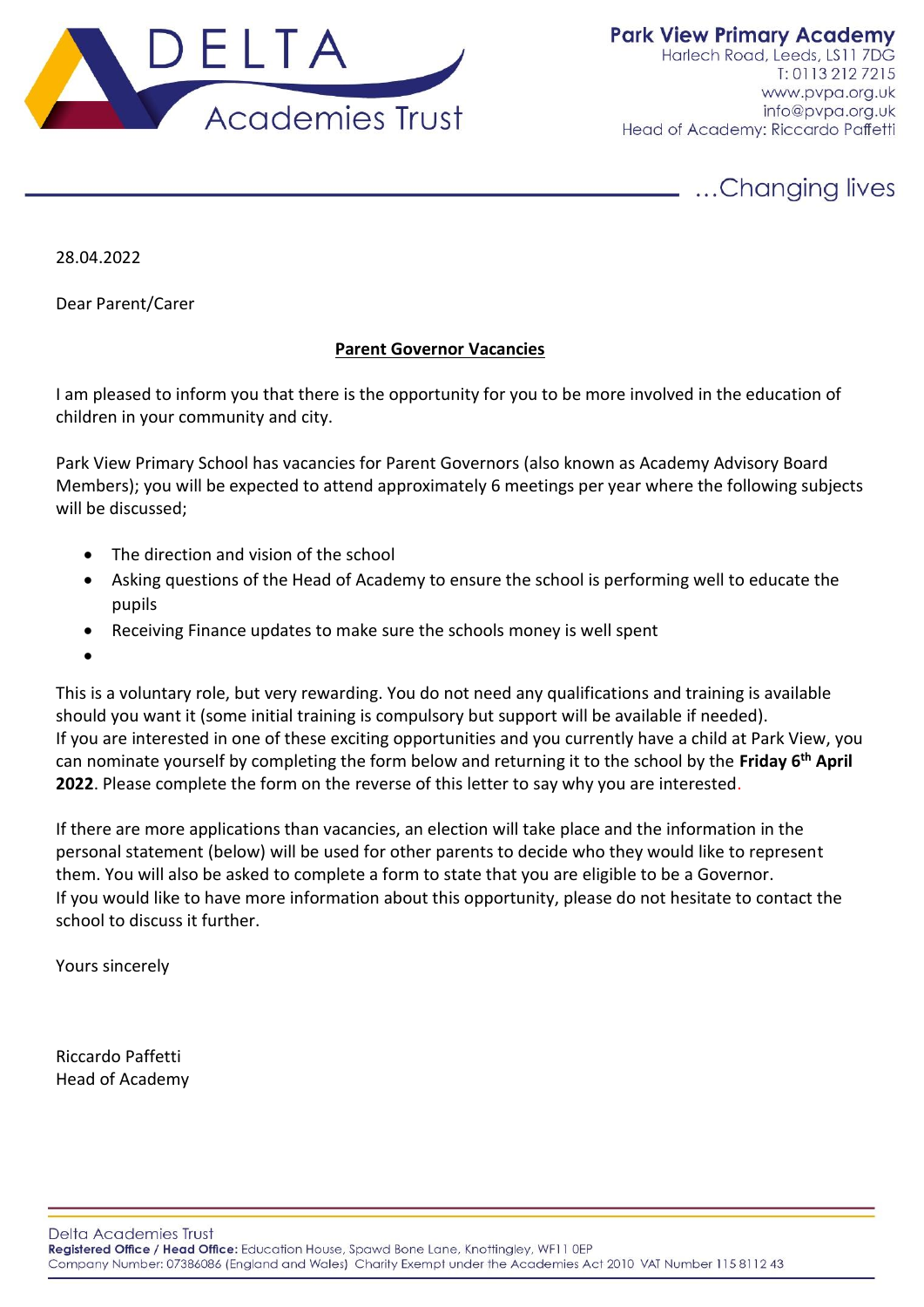**Park View Primary Academy**
Harlech Road, Leeds, LS11 7DG
T: 0113 212 7215
www.pvpa.org.uk
info@pvpa.org.uk
Head of Academy: Riccardo Paffetti

…Changing lives

28.04.2022

Dear Parent/Carer

**Parent Governor Vacancies**

I am pleased to inform you that there is the opportunity for you to be more involved in the education of children in your community and city.

Park View Primary School has vacancies for Parent Governors (also known as Academy Advisory Board Members); you will be expected to attend approximately 6 meetings per year where the following subjects will be discussed;

- The direction and vision of the school
- Asking questions of the Head of Academy to ensure the school is performing well to educate the pupils
- Receiving Finance updates to make sure the schools money is well spent
- 

This is a voluntary role, but very rewarding. You do not need any qualifications and training is available should you want it (some initial training is compulsory but support will be available if needed).
If you are interested in one of these exciting opportunities and you currently have a child at Park View, you can nominate yourself by completing the form below and returning it to the school by the **Friday 6th April 2022**. Please complete the form on the reverse of this letter to say why you are interested.

If there are more applications than vacancies, an election will take place and the information in the personal statement (below) will be used for other parents to decide who they would like to represent them. You will also be asked to complete a form to state that you are eligible to be a Governor.
If you would like to have more information about this opportunity, please do not hesitate to contact the school to discuss it further.

Yours sincerely

Riccardo Paffetti
Head of Academy

Delta Academies Trust
**Registered Office / Head Office:** Education House, Spawd Bone Lane, Knottingley, WF11 0EP
Company Number: 07386086 (England and Wales) Charity Exempt under the Academies Act 2010 VAT Number 115 8112 43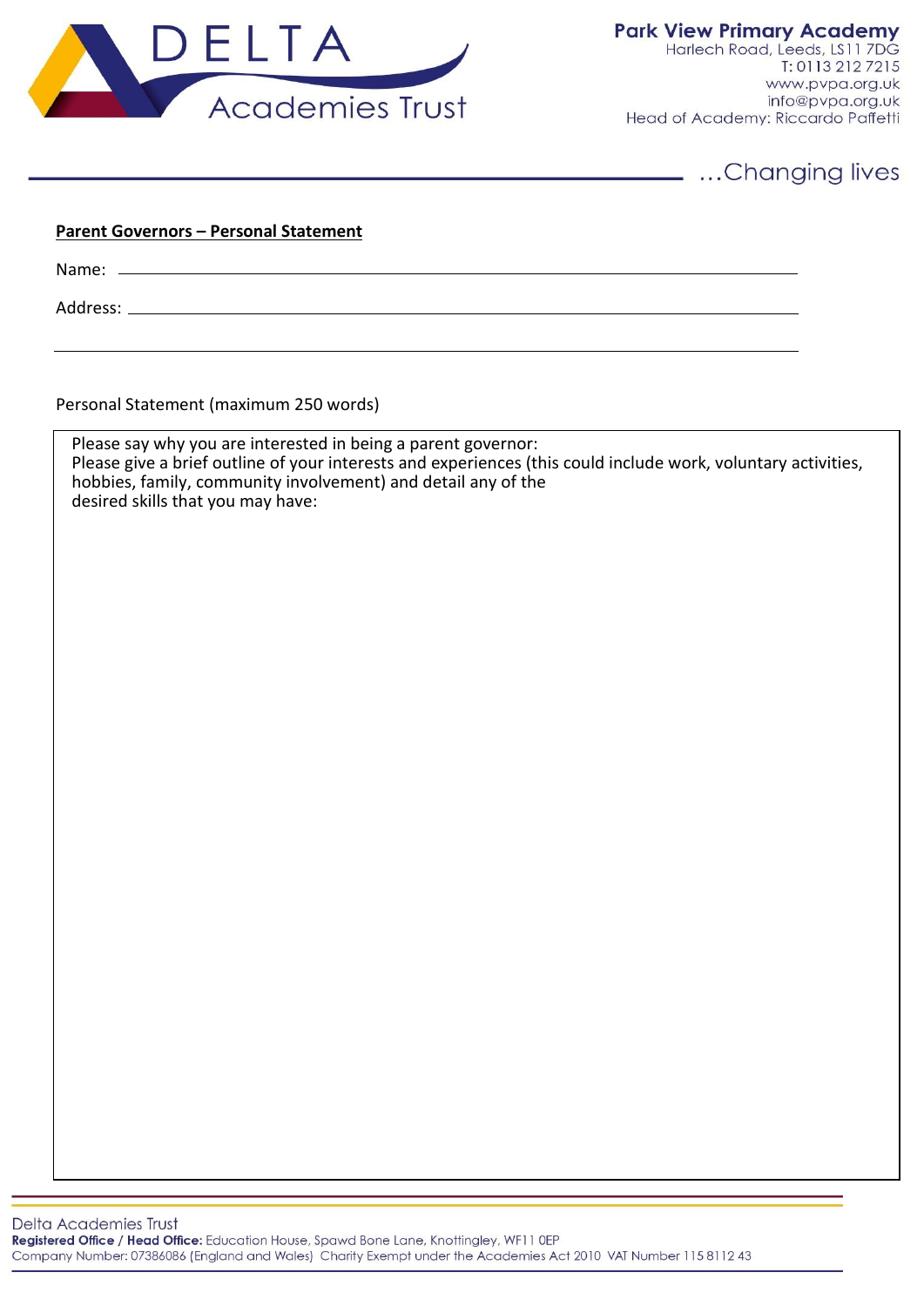Park View Primary Academy
Harlech Road, Leeds, LS11 7DG
T: 0113 212 7215
www.pvpa.org.uk
info@pvpa.org.uk
Head of Academy: Riccardo Paffetti

...Changing lives

**Parent Governors – Personal Statement**

Name: \_\_\_\_\_\_\_\_\_\_\_\_\_\_\_\_\_\_\_\_\_\_\_\_\_\_\_\_\_\_\_\_\_\_\_\_\_\_\_\_

Address: \_\_\_\_\_\_\_\_\_\_\_\_\_\_\_\_\_\_\_\_\_\_\_\_\_\_\_\_\_\_\_\_\_\_\_\_\_\_\_\_

\_\_\_\_\_\_\_\_\_\_\_\_\_\_\_\_\_\_\_\_\_\_\_\_\_\_\_\_\_\_\_\_\_\_\_\_\_\_\_\_\_\_\_\_\_\_\_\_

Personal Statement (maximum 250 words)

| |
|---|
| Please say why you are interested in being a parent governor:<br>Please give a brief outline of your interests and experiences (this could include work, voluntary activities, hobbies, family, community involvement) and detail any of the desired skills that you may have: |

Delta Academies Trust
**Registered Office / Head Office:** Education House, Spawd Bone Lane, Knottingley, WF11 0EP
Company Number: 07386086 (England and Wales) Charity Exempt under the Academies Act 2010 VAT Number 115 8112 43